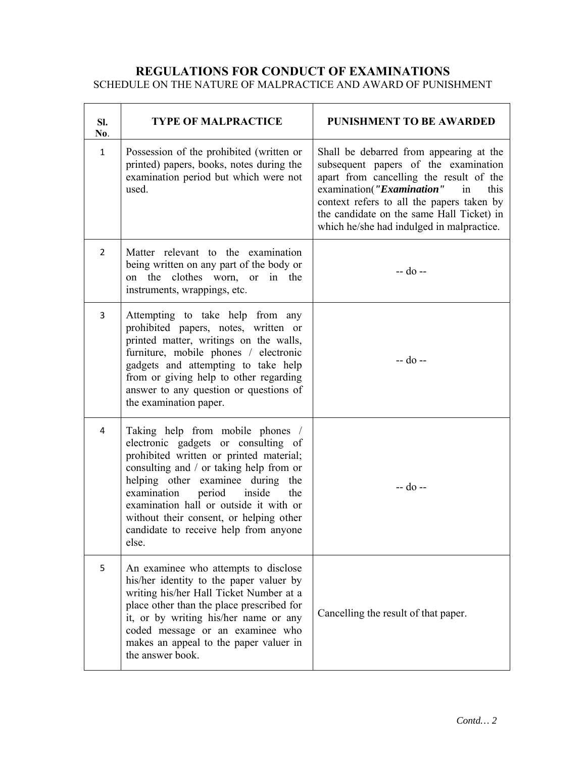# REGULATIONS FOR CONDUCT OF EXAMINATIONS

## SCHEDULE ON THE NATURE OF MALPRACTICE AND AWARD OF PUNISHMENT

| Sl. No. | TYPE OF MALPRACTICE | PUNISHMENT TO BE AWARDED |
|---|---|---|
| 1 | Possession of the prohibited (written or printed) papers, books, notes during the examination period but which were not used. | Shall be debarred from appearing at the subsequent papers of the examination apart from cancelling the result of the examination(***"Examination"*** in this context refers to all the papers taken by the candidate on the same Hall Ticket) in which he/she had indulged in malpractice. |
| 2 | Matter relevant to the examination being written on any part of the body or on the clothes worn, or in the instruments, wrappings, etc. | -- do -- |
| 3 | Attempting to take help from any prohibited papers, notes, written or printed matter, writings on the walls, furniture, mobile phones / electronic gadgets and attempting to take help from or giving help to other regarding answer to any question or questions of the examination paper. | -- do -- |
| 4 | Taking help from mobile phones / electronic gadgets or consulting of prohibited written or printed material; consulting and / or taking help from or helping other examinee during the examination period inside the examination hall or outside it with or without their consent, or helping other candidate to receive help from anyone else. | -- do -- |
| 5 | An examinee who attempts to disclose his/her identity to the paper valuer by writing his/her Hall Ticket Number at a place other than the place prescribed for it, or by writing his/her name or any coded message or an examinee who makes an appeal to the paper valuer in the answer book. | Cancelling the result of that paper. |

*Contd… 2*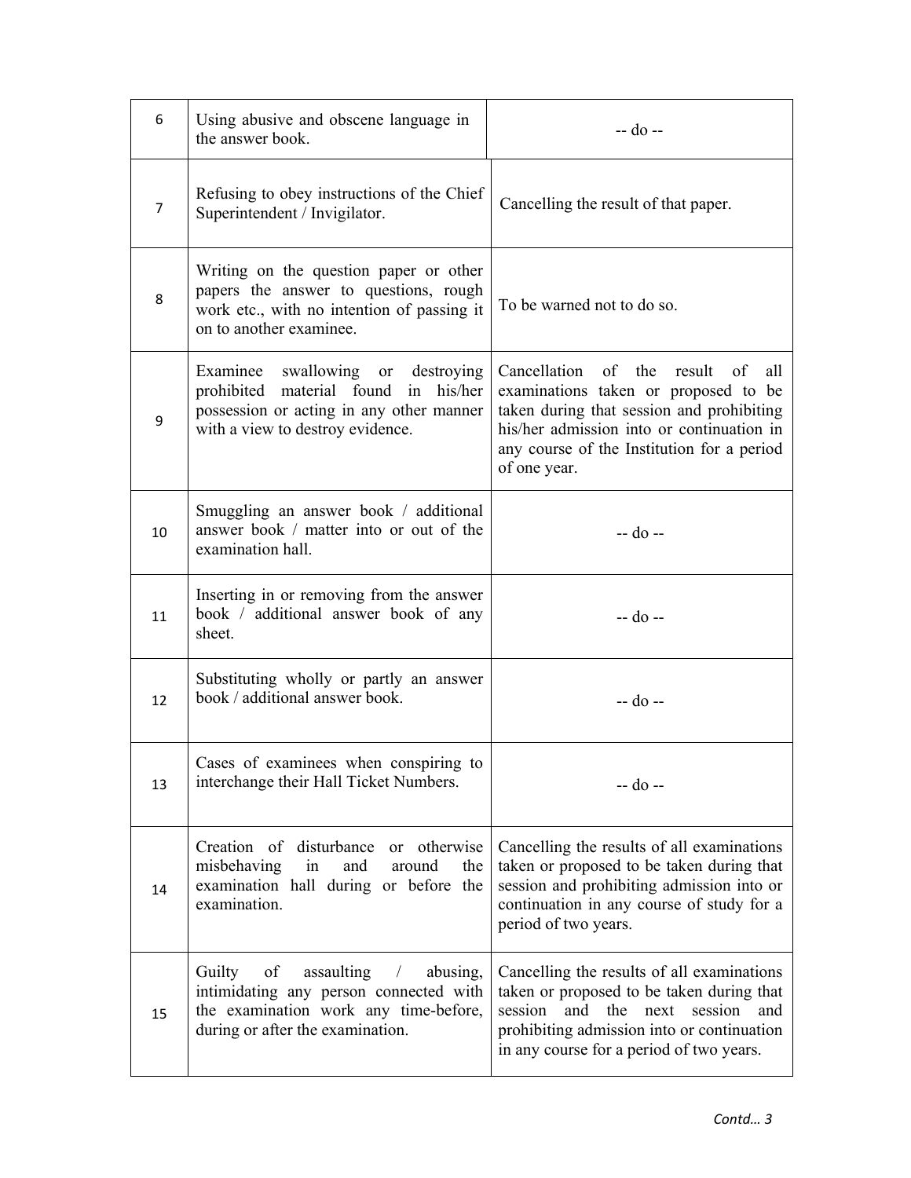| | | |
|---|---|---|
| 6 | Using abusive and obscene language in the answer book. | -- do -- |
| 7 | Refusing to obey instructions of the Chief Superintendent / Invigilator. | Cancelling the result of that paper. |
| 8 | Writing on the question paper or other papers the answer to questions, rough work etc., with no intention of passing it on to another examinee. | To be warned not to do so. |
| 9 | Examinee swallowing or destroying prohibited material found in his/her possession or acting in any other manner with a view to destroy evidence. | Cancellation of the result of all examinations taken or proposed to be taken during that session and prohibiting his/her admission into or continuation in any course of the Institution for a period of one year. |
| 10 | Smuggling an answer book / additional answer book / matter into or out of the examination hall. | -- do -- |
| 11 | Inserting in or removing from the answer book / additional answer book of any sheet. | -- do -- |
| 12 | Substituting wholly or partly an answer book / additional answer book. | -- do -- |
| 13 | Cases of examinees when conspiring to interchange their Hall Ticket Numbers. | -- do -- |
| 14 | Creation of disturbance or otherwise misbehaving in and around the examination hall during or before the examination. | Cancelling the results of all examinations taken or proposed to be taken during that session and prohibiting admission into or continuation in any course of study for a period of two years. |
| 15 | Guilty of assaulting / abusing, intimidating any person connected with the examination work any time-before, during or after the examination. | Cancelling the results of all examinations taken or proposed to be taken during that session and the next session and prohibiting admission into or continuation in any course for a period of two years. |

*Contd… 3*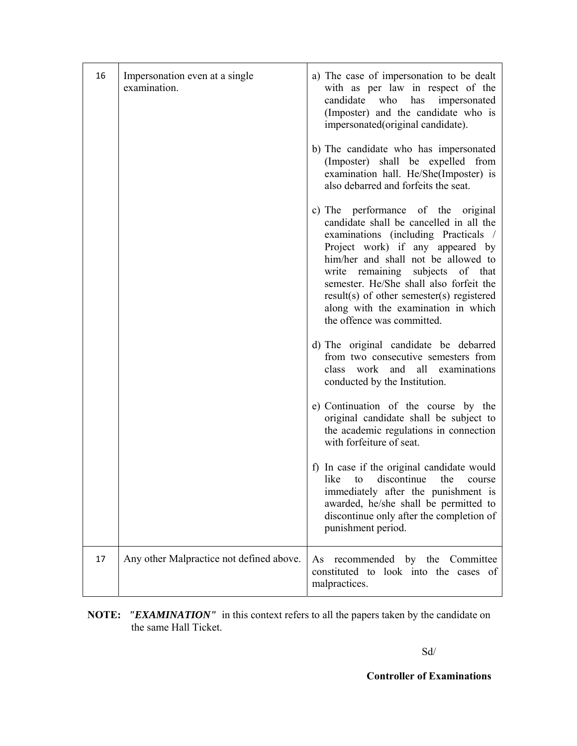| | | |
|---|---|---|
| 16 | Impersonation even at a single examination. | a) The case of impersonation to be dealt with as per law in respect of the candidate who has impersonated (Imposter) and the candidate who is impersonated(original candidate).<br><br>b) The candidate who has impersonated (Imposter) shall be expelled from examination hall. He/She(Imposter) is also debarred and forfeits the seat.<br><br>c) The performance of the original candidate shall be cancelled in all the examinations (including Practicals / Project work) if any appeared by him/her and shall not be allowed to write remaining subjects of that semester. He/She shall also forfeit the result(s) of other semester(s) registered along with the examination in which the offence was committed.<br><br>d) The original candidate be debarred from two consecutive semesters from class work and all examinations conducted by the Institution.<br><br>e) Continuation of the course by the original candidate shall be subject to the academic regulations in connection with forfeiture of seat.<br><br>f) In case if the original candidate would like to discontinue the course immediately after the punishment is awarded, he/she shall be permitted to discontinue only after the completion of punishment period. |
| 17 | Any other Malpractice not defined above. | As recommended by the Committee constituted to look into the cases of malpractices. |

**NOTE:** ***"EXAMINATION"*** in this context refers to all the papers taken by the candidate on the same Hall Ticket.

Sd/

**Controller of Examinations**